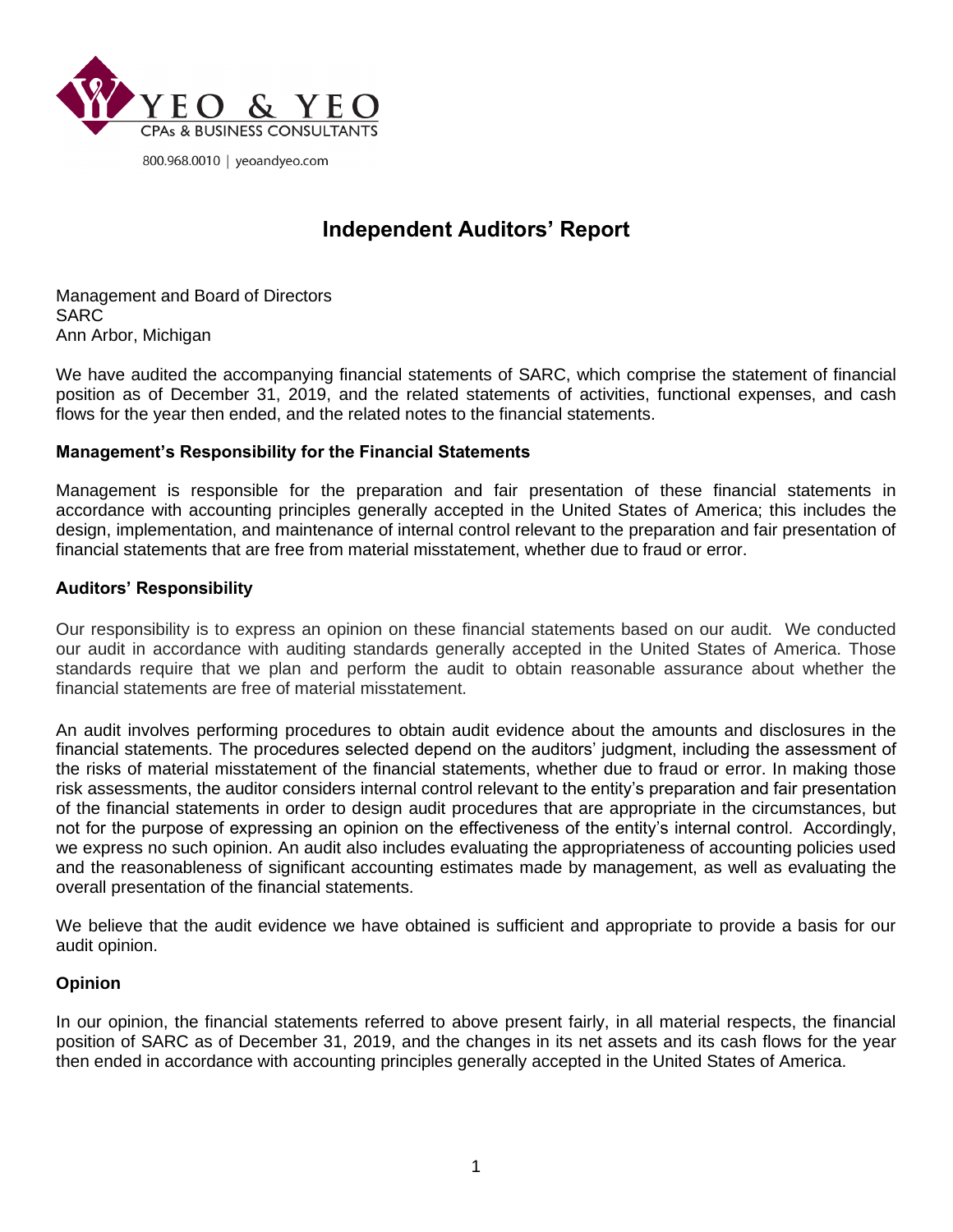YEO & YEO

CPAs & BUSINESS CONSULTANTS

800.968.0010 | yeoandyeo.com

# Independent Auditors' Report

Management and Board of Directors
SARC
Ann Arbor, Michigan

We have audited the accompanying financial statements of SARC, which comprise the statement of financial position as of December 31, 2019, and the related statements of activities, functional expenses, and cash flows for the year then ended, and the related notes to the financial statements.

### Management's Responsibility for the Financial Statements

Management is responsible for the preparation and fair presentation of these financial statements in accordance with accounting principles generally accepted in the United States of America; this includes the design, implementation, and maintenance of internal control relevant to the preparation and fair presentation of financial statements that are free from material misstatement, whether due to fraud or error.

### Auditors' Responsibility

Our responsibility is to express an opinion on these financial statements based on our audit. We conducted our audit in accordance with auditing standards generally accepted in the United States of America. Those standards require that we plan and perform the audit to obtain reasonable assurance about whether the financial statements are free of material misstatement.

An audit involves performing procedures to obtain audit evidence about the amounts and disclosures in the financial statements. The procedures selected depend on the auditors' judgment, including the assessment of the risks of material misstatement of the financial statements, whether due to fraud or error. In making those risk assessments, the auditor considers internal control relevant to the entity's preparation and fair presentation of the financial statements in order to design audit procedures that are appropriate in the circumstances, but not for the purpose of expressing an opinion on the effectiveness of the entity's internal control. Accordingly, we express no such opinion. An audit also includes evaluating the appropriateness of accounting policies used and the reasonableness of significant accounting estimates made by management, as well as evaluating the overall presentation of the financial statements.

We believe that the audit evidence we have obtained is sufficient and appropriate to provide a basis for our audit opinion.

### Opinion

In our opinion, the financial statements referred to above present fairly, in all material respects, the financial position of SARC as of December 31, 2019, and the changes in its net assets and its cash flows for the year then ended in accordance with accounting principles generally accepted in the United States of America.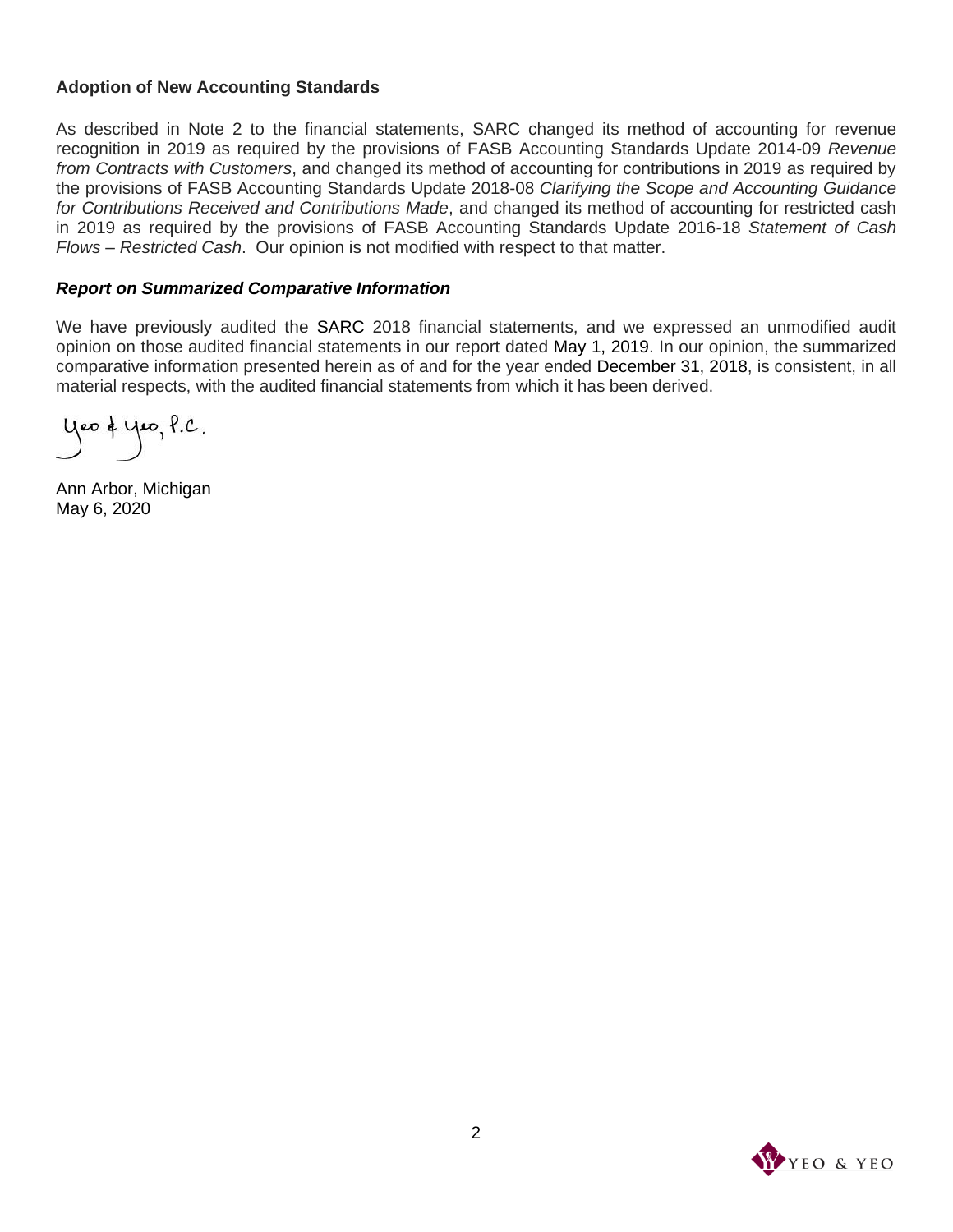### Adoption of New Accounting Standards

As described in Note 2 to the financial statements, SARC changed its method of accounting for revenue recognition in 2019 as required by the provisions of FASB Accounting Standards Update 2014-09 *Revenue from Contracts with Customers*, and changed its method of accounting for contributions in 2019 as required by the provisions of FASB Accounting Standards Update 2018-08 *Clarifying the Scope and Accounting Guidance for Contributions Received and Contributions Made*, and changed its method of accounting for restricted cash in 2019 as required by the provisions of FASB Accounting Standards Update 2016-18 *Statement of Cash Flows – Restricted Cash*. Our opinion is not modified with respect to that matter.

### *Report on Summarized Comparative Information*

We have previously audited the SARC 2018 financial statements, and we expressed an unmodified audit opinion on those audited financial statements in our report dated May 1, 2019. In our opinion, the summarized comparative information presented herein as of and for the year ended December 31, 2018, is consistent, in all material respects, with the audited financial statements from which it has been derived.

Yeo & Yeo, P.C.

Ann Arbor, Michigan
May 6, 2020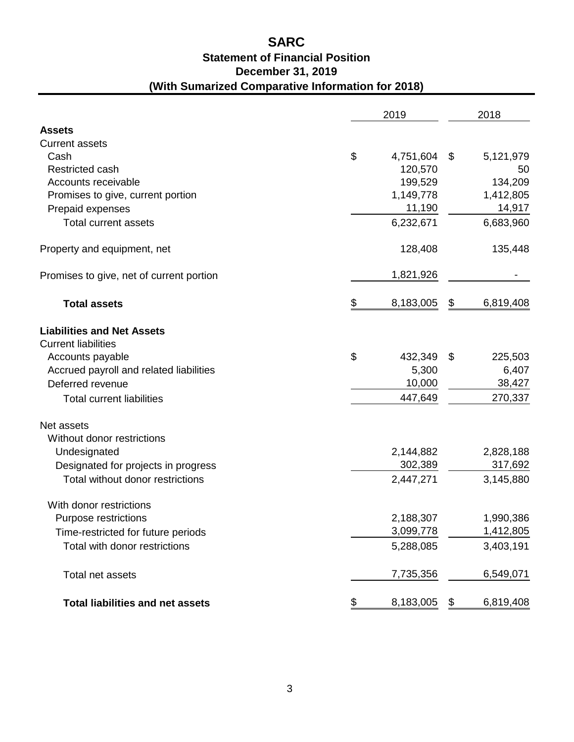# SARC

## Statement of Financial Position
## December 31, 2019
## (With Sumarized Comparative Information for 2018)

| | 2019 | 2018 |
|---|---|---|
| **Assets** | | |
| Current assets | | |
| Cash | $ 4,751,604 | $ 5,121,979 |
| Restricted cash | 120,570 | 50 |
| Accounts receivable | 199,529 | 134,209 |
| Promises to give, current portion | 1,149,778 | 1,412,805 |
| Prepaid expenses | 11,190 | 14,917 |
| Total current assets | 6,232,671 | 6,683,960 |
| Property and equipment, net | 128,408 | 135,448 |
| Promises to give, net of current portion | 1,821,926 | - |
| **Total assets** | $ 8,183,005 | $ 6,819,408 |
| **Liabilities and Net Assets** | | |
| Current liabilities | | |
| Accounts payable | $ 432,349 | $ 225,503 |
| Accrued payroll and related liabilities | 5,300 | 6,407 |
| Deferred revenue | 10,000 | 38,427 |
| Total current liabilities | 447,649 | 270,337 |
| Net assets | | |
| Without donor restrictions | | |
| Undesignated | 2,144,882 | 2,828,188 |
| Designated for projects in progress | 302,389 | 317,692 |
| Total without donor restrictions | 2,447,271 | 3,145,880 |
| With donor restrictions | | |
| Purpose restrictions | 2,188,307 | 1,990,386 |
| Time-restricted for future periods | 3,099,778 | 1,412,805 |
| Total with donor restrictions | 5,288,085 | 3,403,191 |
| Total net assets | 7,735,356 | 6,549,071 |
| **Total liabilities and net assets** | $ 8,183,005 | $ 6,819,408 |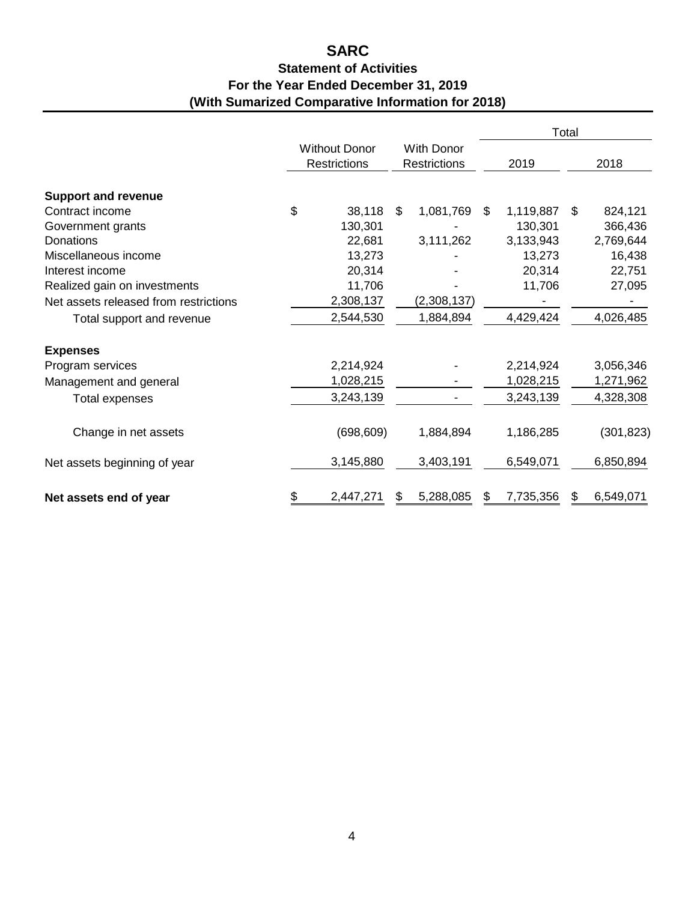# SARC

## Statement of Activities

## For the Year Ended December 31, 2019

## (With Sumarized Comparative Information for 2018)

| | Without Donor Restrictions | With Donor Restrictions | Total 2019 | Total 2018 |
|---|---|---|---|---|
| **Support and revenue** | | | | |
| Contract income | $ 38,118 | $ 1,081,769 | $ 1,119,887 | $ 824,121 |
| Government grants | 130,301 | - | 130,301 | 366,436 |
| Donations | 22,681 | 3,111,262 | 3,133,943 | 2,769,644 |
| Miscellaneous income | 13,273 | - | 13,273 | 16,438 |
| Interest income | 20,314 | - | 20,314 | 22,751 |
| Realized gain on investments | 11,706 | - | 11,706 | 27,095 |
| Net assets released from restrictions | 2,308,137 | (2,308,137) | - | - |
| Total support and revenue | 2,544,530 | 1,884,894 | 4,429,424 | 4,026,485 |
| **Expenses** | | | | |
| Program services | 2,214,924 | - | 2,214,924 | 3,056,346 |
| Management and general | 1,028,215 | - | 1,028,215 | 1,271,962 |
| Total expenses | 3,243,139 | - | 3,243,139 | 4,328,308 |
| Change in net assets | (698,609) | 1,884,894 | 1,186,285 | (301,823) |
| Net assets beginning of year | 3,145,880 | 3,403,191 | 6,549,071 | 6,850,894 |
| **Net assets end of year** | $ 2,447,271 | $ 5,288,085 | $ 7,735,356 | $ 6,549,071 |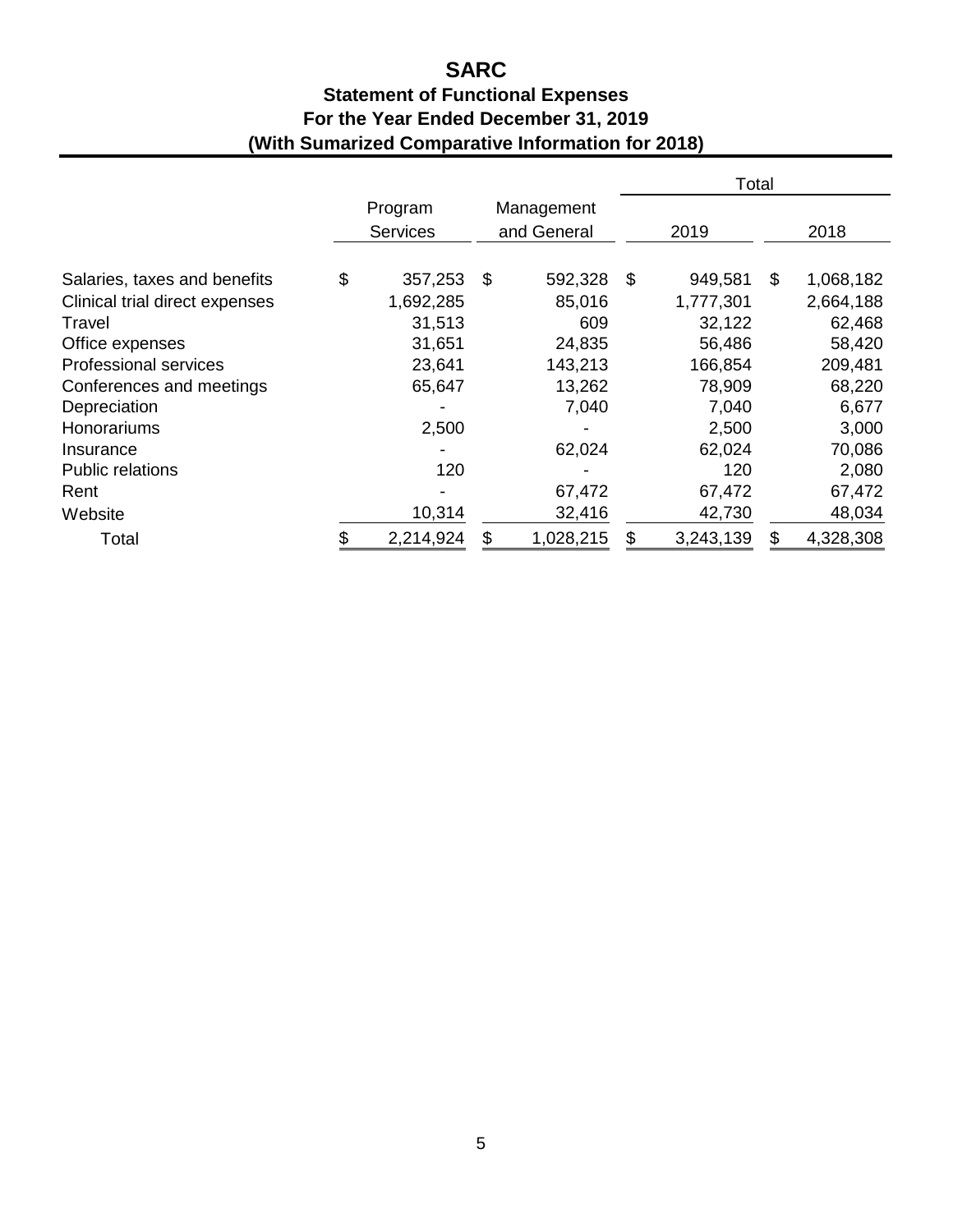# SARC

## Statement of Functional Expenses
## For the Year Ended December 31, 2019
## (With Sumarized Comparative Information for 2018)

| | Program Services | Management and General | Total | |
|---|---|---|---|---|
| | | | 2019 | 2018 |
| Salaries, taxes and benefits | $ 357,253 | $ 592,328 | $ 949,581 | $ 1,068,182 |
| Clinical trial direct expenses | 1,692,285 | 85,016 | 1,777,301 | 2,664,188 |
| Travel | 31,513 | 609 | 32,122 | 62,468 |
| Office expenses | 31,651 | 24,835 | 56,486 | 58,420 |
| Professional services | 23,641 | 143,213 | 166,854 | 209,481 |
| Conferences and meetings | 65,647 | 13,262 | 78,909 | 68,220 |
| Depreciation | - | 7,040 | 7,040 | 6,677 |
| Honorariums | 2,500 | - | 2,500 | 3,000 |
| Insurance | - | 62,024 | 62,024 | 70,086 |
| Public relations | 120 | - | 120 | 2,080 |
| Rent | - | 67,472 | 67,472 | 67,472 |
| Website | 10,314 | 32,416 | 42,730 | 48,034 |
| Total | $ 2,214,924 | $ 1,028,215 | $ 3,243,139 | $ 4,328,308 |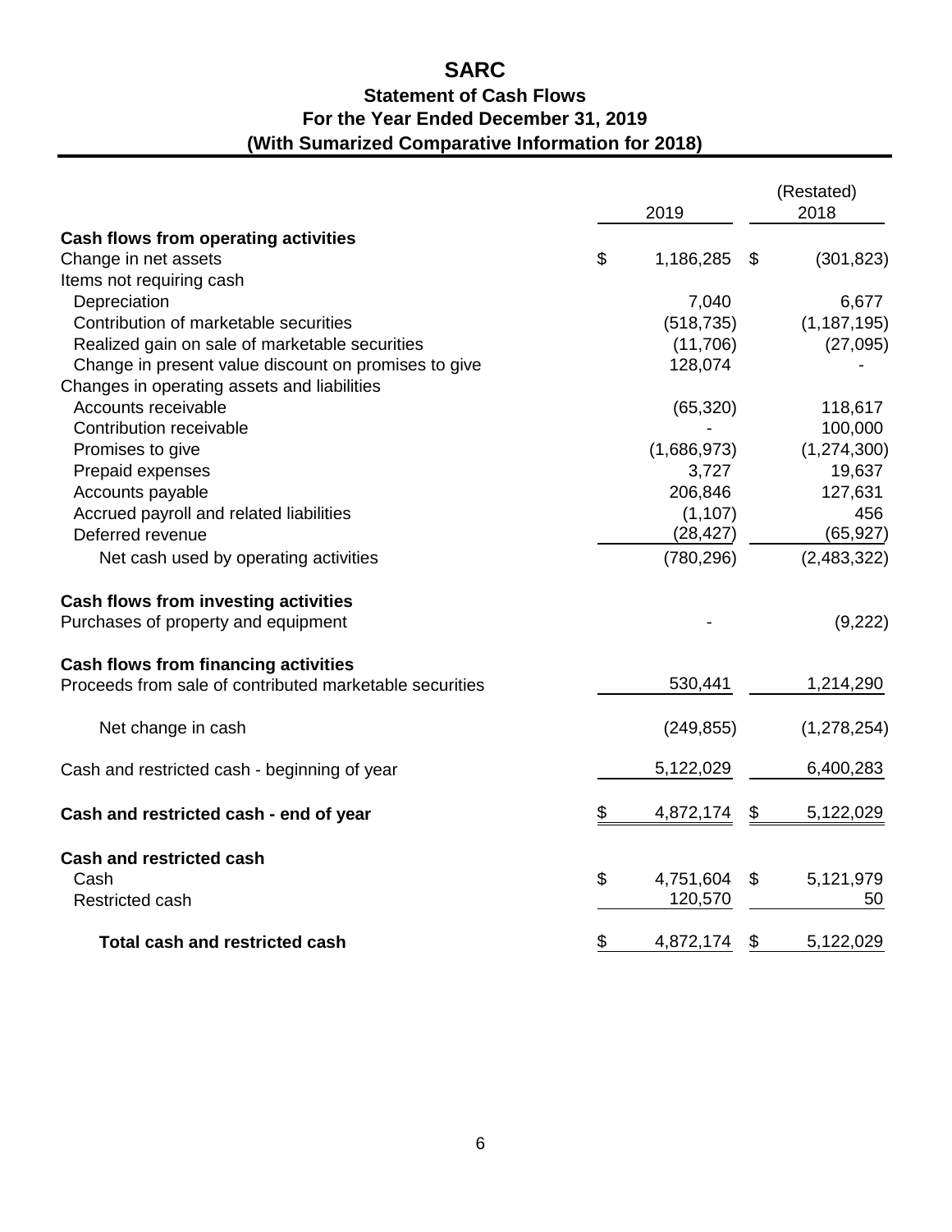# SARC

## Statement of Cash Flows

### For the Year Ended December 31, 2019

### (With Sumarized Comparative Information for 2018)

| | 2019 | (Restated) 2018 |
|---|---|---|
| **Cash flows from operating activities** | | |
| Change in net assets | $ 1,186,285 | $ (301,823) |
| Items not requiring cash | | |
| Depreciation | 7,040 | 6,677 |
| Contribution of marketable securities | (518,735) | (1,187,195) |
| Realized gain on sale of marketable securities | (11,706) | (27,095) |
| Change in present value discount on promises to give | 128,074 | - |
| Changes in operating assets and liabilities | | |
| Accounts receivable | (65,320) | 118,617 |
| Contribution receivable | - | 100,000 |
| Promises to give | (1,686,973) | (1,274,300) |
| Prepaid expenses | 3,727 | 19,637 |
| Accounts payable | 206,846 | 127,631 |
| Accrued payroll and related liabilities | (1,107) | 456 |
| Deferred revenue | (28,427) | (65,927) |
| Net cash used by operating activities | (780,296) | (2,483,322) |
| **Cash flows from investing activities** | | |
| Purchases of property and equipment | - | (9,222) |
| **Cash flows from financing activities** | | |
| Proceeds from sale of contributed marketable securities | 530,441 | 1,214,290 |
| Net change in cash | (249,855) | (1,278,254) |
| Cash and restricted cash - beginning of year | 5,122,029 | 6,400,283 |
| **Cash and restricted cash - end of year** | $ 4,872,174 | $ 5,122,029 |
| **Cash and restricted cash** | | |
| Cash | $ 4,751,604 | $ 5,121,979 |
| Restricted cash | 120,570 | 50 |
| **Total cash and restricted cash** | $ 4,872,174 | $ 5,122,029 |